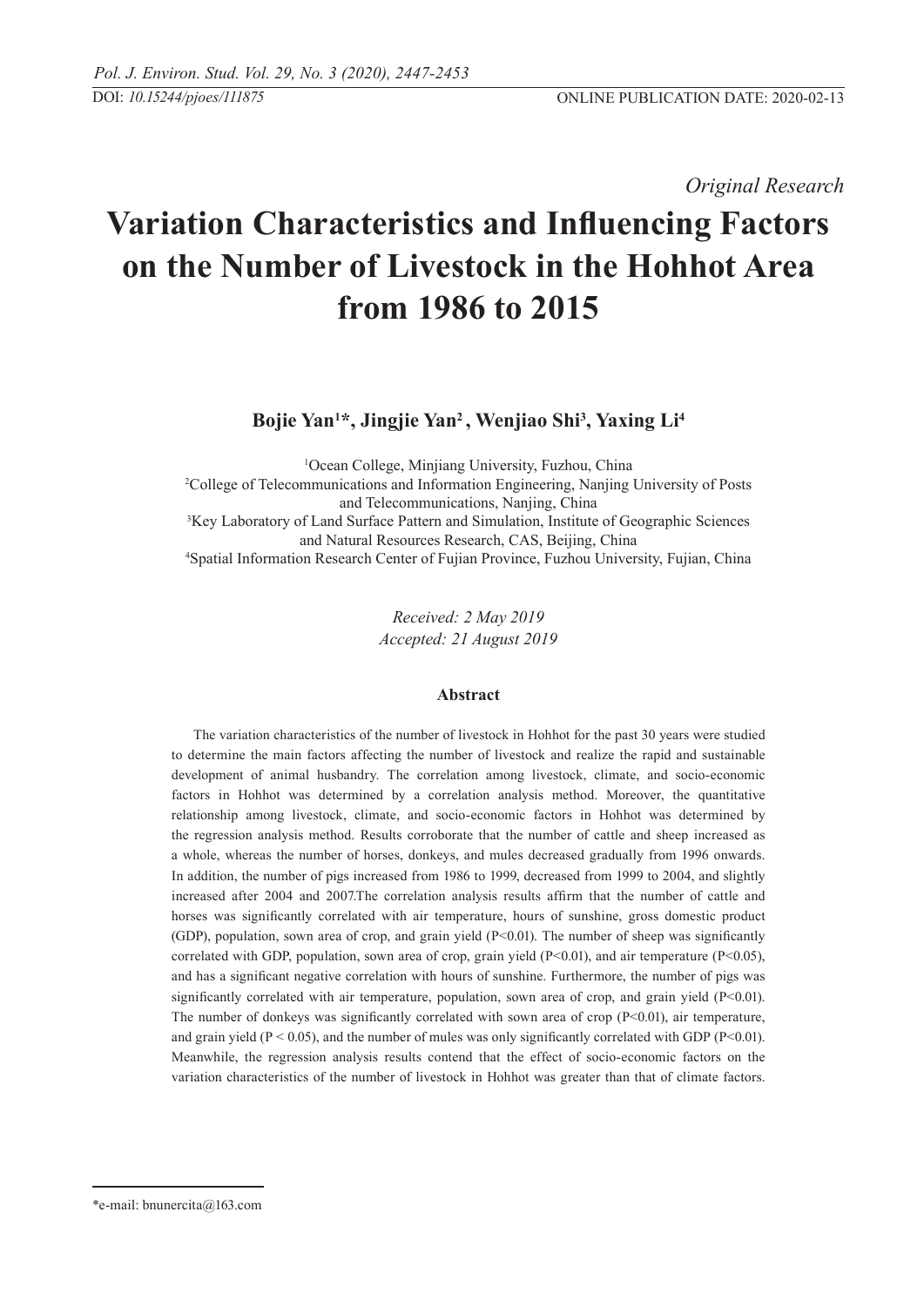*Original Research*

# Variation Characteristics and Influencing Factors on the Number of Livestock in the Hohhot Area from 1986 to 2015

**Bojie Yan[1]*, Jingjie Yan[2], Wenjiao Shi[3], Yaxing Li[4]**

[1]Ocean College, Minjiang University, Fuzhou, China
[2]College of Telecommunications and Information Engineering, Nanjing University of Posts and Telecommunications, Nanjing, China
[3]Key Laboratory of Land Surface Pattern and Simulation, Institute of Geographic Sciences and Natural Resources Research, CAS, Beijing, China
[4]Spatial Information Research Center of Fujian Province, Fuzhou University, Fujian, China

*Received: 2 May 2019*
*Accepted: 21 August 2019*

### Abstract

The variation characteristics of the number of livestock in Hohhot for the past 30 years were studied to determine the main factors affecting the number of livestock and realize the rapid and sustainable development of animal husbandry. The correlation among livestock, climate, and socio-economic factors in Hohhot was determined by a correlation analysis method. Moreover, the quantitative relationship among livestock, climate, and socio-economic factors in Hohhot was determined by the regression analysis method. Results corroborate that the number of cattle and sheep increased as a whole, whereas the number of horses, donkeys, and mules decreased gradually from 1996 onwards. In addition, the number of pigs increased from 1986 to 1999, decreased from 1999 to 2004, and slightly increased after 2004 and 2007.The correlation analysis results affirm that the number of cattle and horses was significantly correlated with air temperature, hours of sunshine, gross domestic product (GDP), population, sown area of crop, and grain yield ($P<0.01$). The number of sheep was significantly correlated with GDP, population, sown area of crop, grain yield ($P<0.01$), and air temperature ($P<0.05$), and has a significant negative correlation with hours of sunshine. Furthermore, the number of pigs was significantly correlated with air temperature, population, sown area of crop, and grain yield ($P<0.01$). The number of donkeys was significantly correlated with sown area of crop ($P<0.01$), air temperature, and grain yield ($P < 0.05$), and the number of mules was only significantly correlated with GDP ($P<0.01$). Meanwhile, the regression analysis results contend that the effect of socio-economic factors on the variation characteristics of the number of livestock in Hohhot was greater than that of climate factors.

*e-mail: bnunercita@163.com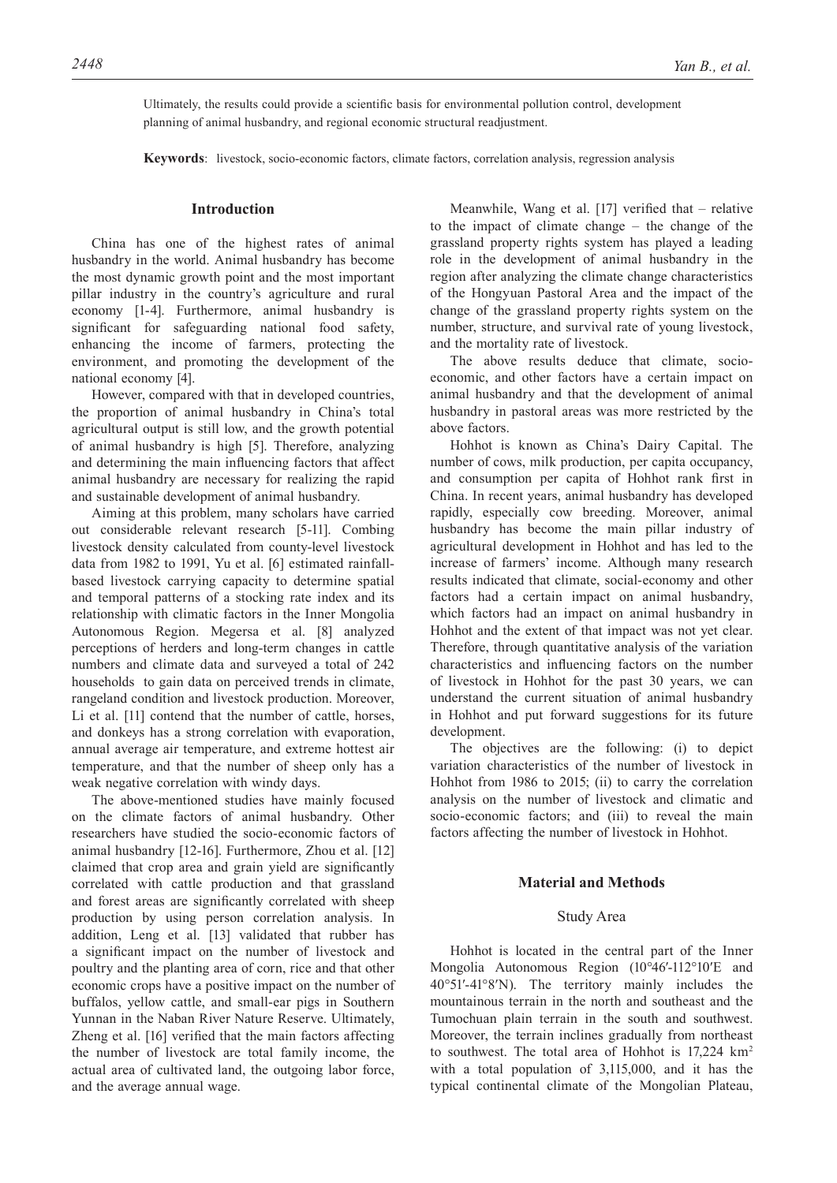Ultimately, the results could provide a scientific basis for environmental pollution control, development planning of animal husbandry, and regional economic structural readjustment.

**Keywords**: livestock, socio-economic factors, climate factors, correlation analysis, regression analysis

## Introduction

China has one of the highest rates of animal husbandry in the world. Animal husbandry has become the most dynamic growth point and the most important pillar industry in the country's agriculture and rural economy [1-4]. Furthermore, animal husbandry is significant for safeguarding national food safety, enhancing the income of farmers, protecting the environment, and promoting the development of the national economy [4].

However, compared with that in developed countries, the proportion of animal husbandry in China's total agricultural output is still low, and the growth potential of animal husbandry is high [5]. Therefore, analyzing and determining the main influencing factors that affect animal husbandry are necessary for realizing the rapid and sustainable development of animal husbandry.

Aiming at this problem, many scholars have carried out considerable relevant research [5-11]. Combing livestock density calculated from county-level livestock data from 1982 to 1991, Yu et al. [6] estimated rainfall-based livestock carrying capacity to determine spatial and temporal patterns of a stocking rate index and its relationship with climatic factors in the Inner Mongolia Autonomous Region. Megersa et al. [8] analyzed perceptions of herders and long-term changes in cattle numbers and climate data and surveyed a total of 242 households to gain data on perceived trends in climate, rangeland condition and livestock production. Moreover, Li et al. [11] contend that the number of cattle, horses, and donkeys has a strong correlation with evaporation, annual average air temperature, and extreme hottest air temperature, and that the number of sheep only has a weak negative correlation with windy days.

The above-mentioned studies have mainly focused on the climate factors of animal husbandry. Other researchers have studied the socio-economic factors of animal husbandry [12-16]. Furthermore, Zhou et al. [12] claimed that crop area and grain yield are significantly correlated with cattle production and that grassland and forest areas are significantly correlated with sheep production by using person correlation analysis. In addition, Leng et al. [13] validated that rubber has a significant impact on the number of livestock and poultry and the planting area of corn, rice and that other economic crops have a positive impact on the number of buffalos, yellow cattle, and small-ear pigs in Southern Yunnan in the Naban River Nature Reserve. Ultimately, Zheng et al. [16] verified that the main factors affecting the number of livestock are total family income, the actual area of cultivated land, the outgoing labor force, and the average annual wage.

Meanwhile, Wang et al. [17] verified that – relative to the impact of climate change – the change of the grassland property rights system has played a leading role in the development of animal husbandry in the region after analyzing the climate change characteristics of the Hongyuan Pastoral Area and the impact of the change of the grassland property rights system on the number, structure, and survival rate of young livestock, and the mortality rate of livestock.

The above results deduce that climate, socio-economic, and other factors have a certain impact on animal husbandry and that the development of animal husbandry in pastoral areas was more restricted by the above factors.

Hohhot is known as China's Dairy Capital. The number of cows, milk production, per capita occupancy, and consumption per capita of Hohhot rank first in China. In recent years, animal husbandry has developed rapidly, especially cow breeding. Moreover, animal husbandry has become the main pillar industry of agricultural development in Hohhot and has led to the increase of farmers' income. Although many research results indicated that climate, social-economy and other factors had a certain impact on animal husbandry, which factors had an impact on animal husbandry in Hohhot and the extent of that impact was not yet clear. Therefore, through quantitative analysis of the variation characteristics and influencing factors on the number of livestock in Hohhot for the past 30 years, we can understand the current situation of animal husbandry in Hohhot and put forward suggestions for its future development.

The objectives are the following: (i) to depict variation characteristics of the number of livestock in Hohhot from 1986 to 2015; (ii) to carry the correlation analysis on the number of livestock and climatic and socio-economic factors; and (iii) to reveal the main factors affecting the number of livestock in Hohhot.

## Material and Methods

### Study Area

Hohhot is located in the central part of the Inner Mongolia Autonomous Region (10°46′-112°10′E and 40°51′-41°8′N). The territory mainly includes the mountainous terrain in the north and southeast and the Tumochuan plain terrain in the south and southwest. Moreover, the terrain inclines gradually from northeast to southwest. The total area of Hohhot is 17,224 km$^2$ with a total population of 3,115,000, and it has the typical continental climate of the Mongolian Plateau,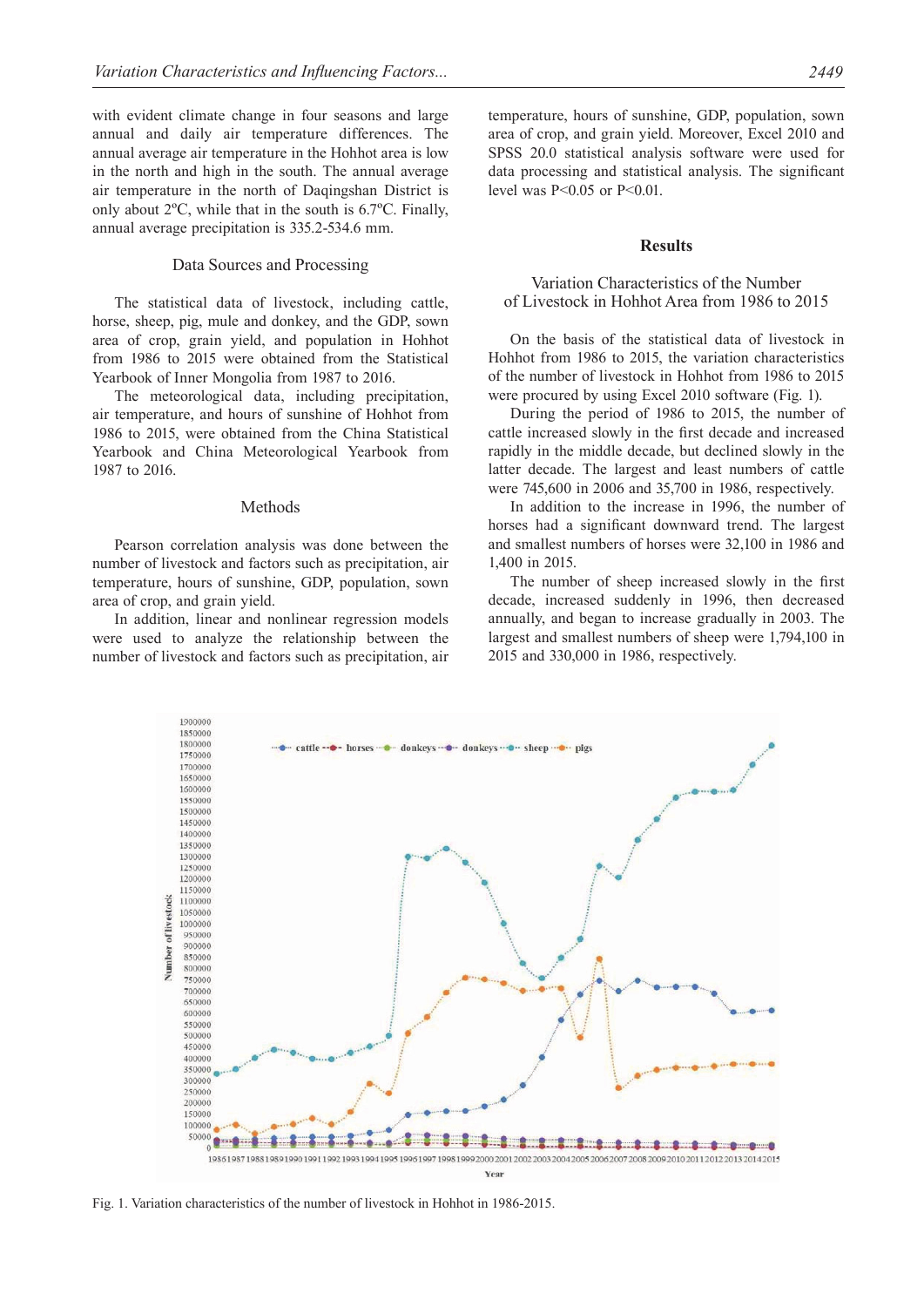with evident climate change in four seasons and large annual and daily air temperature differences. The annual average air temperature in the Hohhot area is low in the north and high in the south. The annual average air temperature in the north of Daqingshan District is only about 2ºC, while that in the south is 6.7ºC. Finally, annual average precipitation is 335.2-534.6 mm.

### Data Sources and Processing

The statistical data of livestock, including cattle, horse, sheep, pig, mule and donkey, and the GDP, sown area of crop, grain yield, and population in Hohhot from 1986 to 2015 were obtained from the Statistical Yearbook of Inner Mongolia from 1987 to 2016.

The meteorological data, including precipitation, air temperature, and hours of sunshine of Hohhot from 1986 to 2015, were obtained from the China Statistical Yearbook and China Meteorological Yearbook from 1987 to 2016.

### Methods

Pearson correlation analysis was done between the number of livestock and factors such as precipitation, air temperature, hours of sunshine, GDP, population, sown area of crop, and grain yield.

In addition, linear and nonlinear regression models were used to analyze the relationship between the number of livestock and factors such as precipitation, air temperature, hours of sunshine, GDP, population, sown area of crop, and grain yield. Moreover, Excel 2010 and SPSS 20.0 statistical analysis software were used for data processing and statistical analysis. The significant level was $P<0.05$ or $P<0.01$.

## Results

### Variation Characteristics of the Number of Livestock in Hohhot Area from 1986 to 2015

On the basis of the statistical data of livestock in Hohhot from 1986 to 2015, the variation characteristics of the number of livestock in Hohhot from 1986 to 2015 were procured by using Excel 2010 software (Fig. 1).

During the period of 1986 to 2015, the number of cattle increased slowly in the first decade and increased rapidly in the middle decade, but declined slowly in the latter decade. The largest and least numbers of cattle were 745,600 in 2006 and 35,700 in 1986, respectively.

In addition to the increase in 1996, the number of horses had a significant downward trend. The largest and smallest numbers of horses were 32,100 in 1986 and 1,400 in 2015.

The number of sheep increased slowly in the first decade, increased suddenly in 1996, then decreased annually, and began to increase gradually in 2003. The largest and smallest numbers of sheep were 1,794,100 in 2015 and 330,000 in 1986, respectively.

Fig. 1. Variation characteristics of the number of livestock in Hohhot in 1986-2015.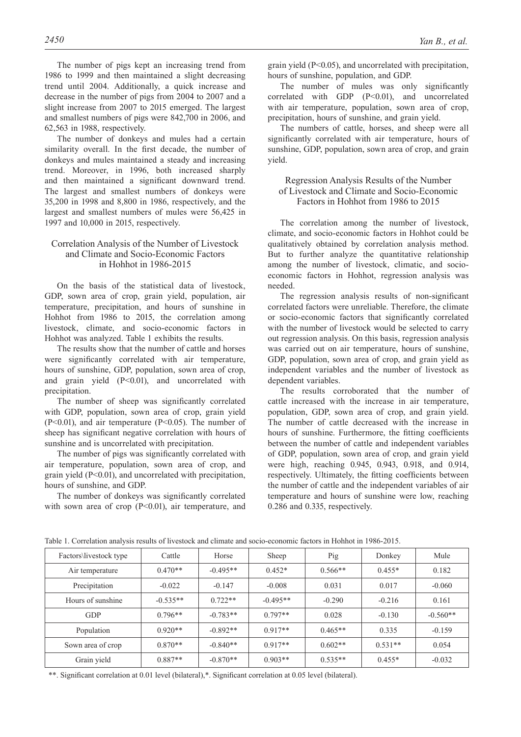The number of pigs kept an increasing trend from 1986 to 1999 and then maintained a slight decreasing trend until 2004. Additionally, a quick increase and decrease in the number of pigs from 2004 to 2007 and a slight increase from 2007 to 2015 emerged. The largest and smallest numbers of pigs were 842,700 in 2006, and 62,563 in 1988, respectively.

The number of donkeys and mules had a certain similarity overall. In the first decade, the number of donkeys and mules maintained a steady and increasing trend. Moreover, in 1996, both increased sharply and then maintained a significant downward trend. The largest and smallest numbers of donkeys were 35,200 in 1998 and 8,800 in 1986, respectively, and the largest and smallest numbers of mules were 56,425 in 1997 and 10,000 in 2015, respectively.

### Correlation Analysis of the Number of Livestock and Climate and Socio-Economic Factors in Hohhot in 1986-2015

On the basis of the statistical data of livestock, GDP, sown area of crop, grain yield, population, air temperature, precipitation, and hours of sunshine in Hohhot from 1986 to 2015, the correlation among livestock, climate, and socio-economic factors in Hohhot was analyzed. Table 1 exhibits the results.

The results show that the number of cattle and horses were significantly correlated with air temperature, hours of sunshine, GDP, population, sown area of crop, and grain yield ($P<0.01$), and uncorrelated with precipitation.

The number of sheep was significantly correlated with GDP, population, sown area of crop, grain yield ($P<0.01$), and air temperature ($P<0.05$). The number of sheep has significant negative correlation with hours of sunshine and is uncorrelated with precipitation.

The number of pigs was significantly correlated with air temperature, population, sown area of crop, and grain yield ($P<0.01$), and uncorrelated with precipitation, hours of sunshine, and GDP.

The number of donkeys was significantly correlated with sown area of crop ($P<0.01$), air temperature, and grain yield ($P<0.05$), and uncorrelated with precipitation, hours of sunshine, population, and GDP.

The number of mules was only significantly correlated with GDP ($P<0.01$), and uncorrelated with air temperature, population, sown area of crop, precipitation, hours of sunshine, and grain yield.

The numbers of cattle, horses, and sheep were all significantly correlated with air temperature, hours of sunshine, GDP, population, sown area of crop, and grain yield.

### Regression Analysis Results of the Number of Livestock and Climate and Socio-Economic Factors in Hohhot from 1986 to 2015

The correlation among the number of livestock, climate, and socio-economic factors in Hohhot could be qualitatively obtained by correlation analysis method. But to further analyze the quantitative relationship among the number of livestock, climatic, and socio-economic factors in Hohhot, regression analysis was needed.

The regression analysis results of non-significant correlated factors were unreliable. Therefore, the climate or socio-economic factors that significantly correlated with the number of livestock would be selected to carry out regression analysis. On this basis, regression analysis was carried out on air temperature, hours of sunshine, GDP, population, sown area of crop, and grain yield as independent variables and the number of livestock as dependent variables.

The results corroborated that the number of cattle increased with the increase in air temperature, population, GDP, sown area of crop, and grain yield. The number of cattle decreased with the increase in hours of sunshine. Furthermore, the fitting coefficients between the number of cattle and independent variables of GDP, population, sown area of crop, and grain yield were high, reaching 0.945, 0.943, 0.918, and 0.914, respectively. Ultimately, the fitting coefficients between the number of cattle and the independent variables of air temperature and hours of sunshine were low, reaching 0.286 and 0.335, respectively.

Table 1. Correlation analysis results of livestock and climate and socio-economic factors in Hohhot in 1986-2015.

| Factors\livestock type | Cattle | Horse | Sheep | Pig | Donkey | Mule |
|---|---|---|---|---|---|---|
| Air temperature | 0.470** | -0.495** | 0.452* | 0.566** | 0.455* | 0.182 |
| Precipitation | -0.022 | -0.147 | -0.008 | 0.031 | 0.017 | -0.060 |
| Hours of sunshine | -0.535** | 0.722** | -0.495** | -0.290 | -0.216 | 0.161 |
| GDP | 0.796** | -0.783** | 0.797** | 0.028 | -0.130 | -0.560** |
| Population | 0.920** | -0.892** | 0.917** | 0.465** | 0.335 | -0.159 |
| Sown area of crop | 0.870** | -0.840** | 0.917** | 0.602** | 0.531** | 0.054 |
| Grain yield | 0.887** | -0.870** | 0.903** | 0.535** | 0.455* | -0.032 |

**. Significant correlation at 0.01 level (bilateral),*. Significant correlation at 0.05 level (bilateral).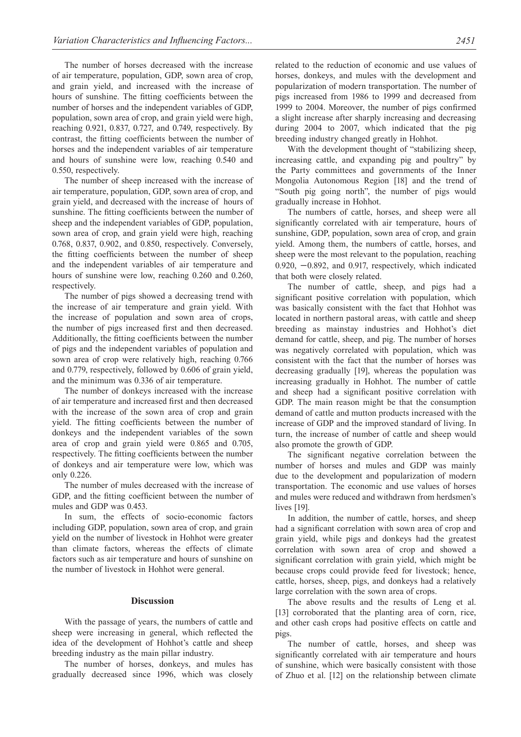The number of horses decreased with the increase of air temperature, population, GDP, sown area of crop, and grain yield, and increased with the increase of hours of sunshine. The fitting coefficients between the number of horses and the independent variables of GDP, population, sown area of crop, and grain yield were high, reaching 0.921, 0.837, 0.727, and 0.749, respectively. By contrast, the fitting coefficients between the number of horses and the independent variables of air temperature and hours of sunshine were low, reaching 0.540 and 0.550, respectively.

The number of sheep increased with the increase of air temperature, population, GDP, sown area of crop, and grain yield, and decreased with the increase of hours of sunshine. The fitting coefficients between the number of sheep and the independent variables of GDP, population, sown area of crop, and grain yield were high, reaching 0.768, 0.837, 0.902, and 0.850, respectively. Conversely, the fitting coefficients between the number of sheep and the independent variables of air temperature and hours of sunshine were low, reaching 0.260 and 0.260, respectively.

The number of pigs showed a decreasing trend with the increase of air temperature and grain yield. With the increase of population and sown area of crops, the number of pigs increased first and then decreased. Additionally, the fitting coefficients between the number of pigs and the independent variables of population and sown area of crop were relatively high, reaching 0.766 and 0.779, respectively, followed by 0.606 of grain yield, and the minimum was 0.336 of air temperature.

The number of donkeys increased with the increase of air temperature and increased first and then decreased with the increase of the sown area of crop and grain yield. The fitting coefficients between the number of donkeys and the independent variables of the sown area of crop and grain yield were 0.865 and 0.705, respectively. The fitting coefficients between the number of donkeys and air temperature were low, which was only 0.226.

The number of mules decreased with the increase of GDP, and the fitting coefficient between the number of mules and GDP was 0.453.

In sum, the effects of socio-economic factors including GDP, population, sown area of crop, and grain yield on the number of livestock in Hohhot were greater than climate factors, whereas the effects of climate factors such as air temperature and hours of sunshine on the number of livestock in Hohhot were general.

## Discussion

With the passage of years, the numbers of cattle and sheep were increasing in general, which reflected the idea of the development of Hohhot's cattle and sheep breeding industry as the main pillar industry.

The number of horses, donkeys, and mules has gradually decreased since 1996, which was closely related to the reduction of economic and use values of horses, donkeys, and mules with the development and popularization of modern transportation. The number of pigs increased from 1986 to 1999 and decreased from 1999 to 2004. Moreover, the number of pigs confirmed a slight increase after sharply increasing and decreasing during 2004 to 2007, which indicated that the pig breeding industry changed greatly in Hohhot.

With the development thought of "stabilizing sheep, increasing cattle, and expanding pig and poultry" by the Party committees and governments of the Inner Mongolia Autonomous Region [18] and the trend of "South pig going north", the number of pigs would gradually increase in Hohhot.

The numbers of cattle, horses, and sheep were all significantly correlated with air temperature, hours of sunshine, GDP, population, sown area of crop, and grain yield. Among them, the numbers of cattle, horses, and sheep were the most relevant to the population, reaching 0.920, −0.892, and 0.917, respectively, which indicated that both were closely related.

The number of cattle, sheep, and pigs had a significant positive correlation with population, which was basically consistent with the fact that Hohhot was located in northern pastoral areas, with cattle and sheep breeding as mainstay industries and Hohhot's diet demand for cattle, sheep, and pig. The number of horses was negatively correlated with population, which was consistent with the fact that the number of horses was decreasing gradually [19], whereas the population was increasing gradually in Hohhot. The number of cattle and sheep had a significant positive correlation with GDP. The main reason might be that the consumption demand of cattle and mutton products increased with the increase of GDP and the improved standard of living. In turn, the increase of number of cattle and sheep would also promote the growth of GDP.

The significant negative correlation between the number of horses and mules and GDP was mainly due to the development and popularization of modern transportation. The economic and use values of horses and mules were reduced and withdrawn from herdsmen's lives [19].

In addition, the number of cattle, horses, and sheep had a significant correlation with sown area of crop and grain yield, while pigs and donkeys had the greatest correlation with sown area of crop and showed a significant correlation with grain yield, which might be because crops could provide feed for livestock; hence, cattle, horses, sheep, pigs, and donkeys had a relatively large correlation with the sown area of crops.

The above results and the results of Leng et al. [13] corroborated that the planting area of corn, rice, and other cash crops had positive effects on cattle and pigs.

The number of cattle, horses, and sheep was significantly correlated with air temperature and hours of sunshine, which were basically consistent with those of Zhuo et al. [12] on the relationship between climate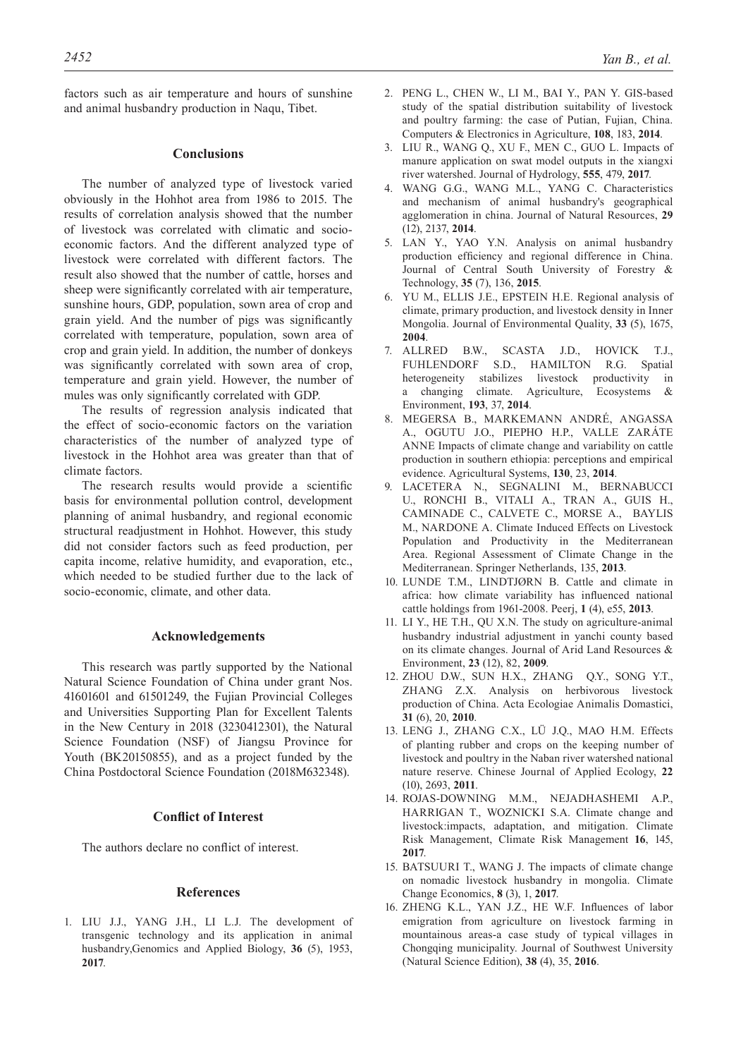factors such as air temperature and hours of sunshine and animal husbandry production in Naqu, Tibet.

## Conclusions

The number of analyzed type of livestock varied obviously in the Hohhot area from 1986 to 2015. The results of correlation analysis showed that the number of livestock was correlated with climatic and socio-economic factors. And the different analyzed type of livestock were correlated with different factors. The result also showed that the number of cattle, horses and sheep were significantly correlated with air temperature, sunshine hours, GDP, population, sown area of crop and grain yield. And the number of pigs was significantly correlated with temperature, population, sown area of crop and grain yield. In addition, the number of donkeys was significantly correlated with sown area of crop, temperature and grain yield. However, the number of mules was only significantly correlated with GDP.

The results of regression analysis indicated that the effect of socio-economic factors on the variation characteristics of the number of analyzed type of livestock in the Hohhot area was greater than that of climate factors.

The research results would provide a scientific basis for environmental pollution control, development planning of animal husbandry, and regional economic structural readjustment in Hohhot. However, this study did not consider factors such as feed production, per capita income, relative humidity, and evaporation, etc., which needed to be studied further due to the lack of socio-economic, climate, and other data.

## Acknowledgements

This research was partly supported by the National Natural Science Foundation of China under grant Nos. 41601601 and 61501249, the Fujian Provincial Colleges and Universities Supporting Plan for Excellent Talents in the New Century in 2018 (3230412301), the Natural Science Foundation (NSF) of Jiangsu Province for Youth (BK20150855), and as a project funded by the China Postdoctoral Science Foundation (2018M632348).

## Conflict of Interest

The authors declare no conflict of interest.

## References

1. LIU J.J., YANG J.H., LI L.J. The development of transgenic technology and its application in animal husbandry,Genomics and Applied Biology, **36** (5), 1953, **2017**.
2. PENG L., CHEN W., LI M., BAI Y., PAN Y. GIS-based study of the spatial distribution suitability of livestock and poultry farming: the case of Putian, Fujian, China. Computers & Electronics in Agriculture, **108**, 183, **2014**.
3. LIU R., WANG Q., XU F., MEN C., GUO L. Impacts of manure application on swat model outputs in the xiangxi river watershed. Journal of Hydrology, **555**, 479, **2017**.
4. WANG G.G., WANG M.L., YANG C. Characteristics and mechanism of animal husbandry's geographical agglomeration in china. Journal of Natural Resources, **29** (12), 2137, **2014**.
5. LAN Y., YAO Y.N. Analysis on animal husbandry production efficiency and regional difference in China. Journal of Central South University of Forestry & Technology, **35** (7), 136, **2015**.
6. YU M., ELLIS J.E., EPSTEIN H.E. Regional analysis of climate, primary production, and livestock density in Inner Mongolia. Journal of Environmental Quality, **33** (5), 1675, **2004**.
7. ALLRED B.W., SCASTA J.D., HOVICK T.J., FUHLENDORF S.D., HAMILTON R.G. Spatial heterogeneity stabilizes livestock productivity in a changing climate. Agriculture, Ecosystems & Environment, **193**, 37, **2014**.
8. MEGERSA B., MARKEMANN ANDRÉ, ANGASSA A., OGUTU J.O., PIEPHO H.P., VALLE ZARÁTE ANNE Impacts of climate change and variability on cattle production in southern ethiopia: perceptions and empirical evidence. Agricultural Systems, **130**, 23, **2014**.
9. LACETERA N., SEGNALINI M., BERNABUCCI U., RONCHI B., VITALI A., TRAN A., GUIS H., CAMINADE C., CALVETE C., MORSE A., BAYLIS M., NARDONE A. Climate Induced Effects on Livestock Population and Productivity in the Mediterranean Area. Regional Assessment of Climate Change in the Mediterranean. Springer Netherlands, 135, **2013**.
10. LUNDE T.M., LINDTJØRN B. Cattle and climate in africa: how climate variability has influenced national cattle holdings from 1961-2008. Peerj, **1** (4), e55, **2013**.
11. LI Y., HE T.H., QU X.N. The study on agriculture-animal husbandry industrial adjustment in yanchi county based on its climate changes. Journal of Arid Land Resources & Environment, **23** (12), 82, **2009**.
12. ZHOU D.W., SUN H.X., ZHANG Q.Y., SONG Y.T., ZHANG Z.X. Analysis on herbivorous livestock production of China. Acta Ecologiae Animalis Domastici, **31** (6), 20, **2010**.
13. LENG J., ZHANG C.X., LÜ J.Q., MAO H.M. Effects of planting rubber and crops on the keeping number of livestock and poultry in the Naban river watershed national nature reserve. Chinese Journal of Applied Ecology, **22** (10), 2693, **2011**.
14. ROJAS-DOWNING M.M., NEJADHASHEMI A.P., HARRIGAN T., WOZNICKI S.A. Climate change and livestock:impacts, adaptation, and mitigation. Climate Risk Management, Climate Risk Management **16**, 145, **2017**.
15. BATSUURI T., WANG J. The impacts of climate change on nomadic livestock husbandry in mongolia. Climate Change Economics, **8** (3), 1, **2017**.
16. ZHENG K.L., YAN J.Z., HE W.F. Influences of labor emigration from agriculture on livestock farming in mountainous areas-a case study of typical villages in Chongqing municipality. Journal of Southwest University (Natural Science Edition), **38** (4), 35, **2016**.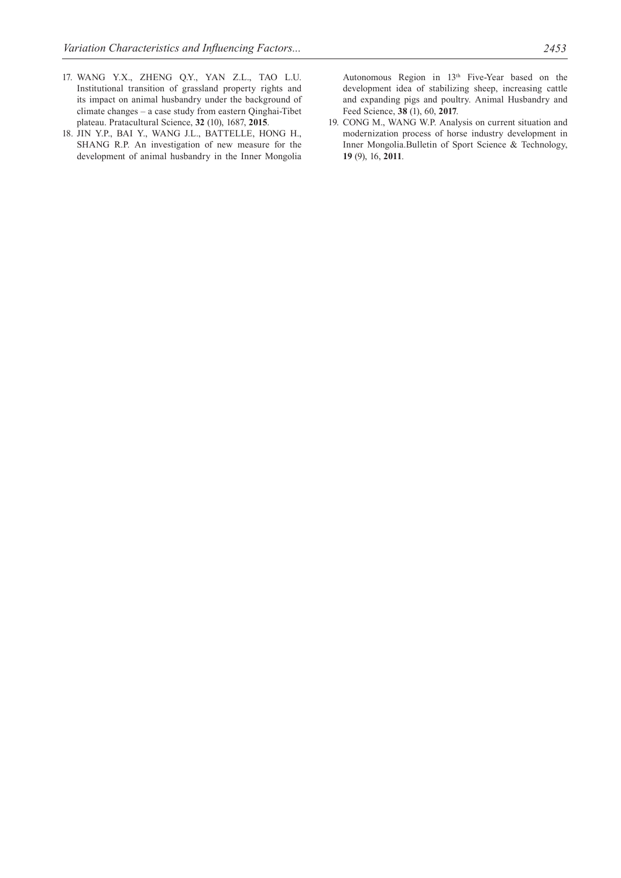17. WANG Y.X., ZHENG Q.Y., YAN Z.L., TAO L.U. Institutional transition of grassland property rights and its impact on animal husbandry under the background of climate changes – a case study from eastern Qinghai-Tibet plateau. Pratacultural Science, **32** (10), 1687, **2015**.
18. JIN Y.P., BAI Y., WANG J.L., BATTELLE, HONG H., SHANG R.P. An investigation of new measure for the development of animal husbandry in the Inner Mongolia Autonomous Region in 13th Five-Year based on the development idea of stabilizing sheep, increasing cattle and expanding pigs and poultry. Animal Husbandry and Feed Science, **38** (1), 60, **2017**.
19. CONG M., WANG W.P. Analysis on current situation and modernization process of horse industry development in Inner Mongolia.Bulletin of Sport Science & Technology, **19** (9), 16, **2011**.